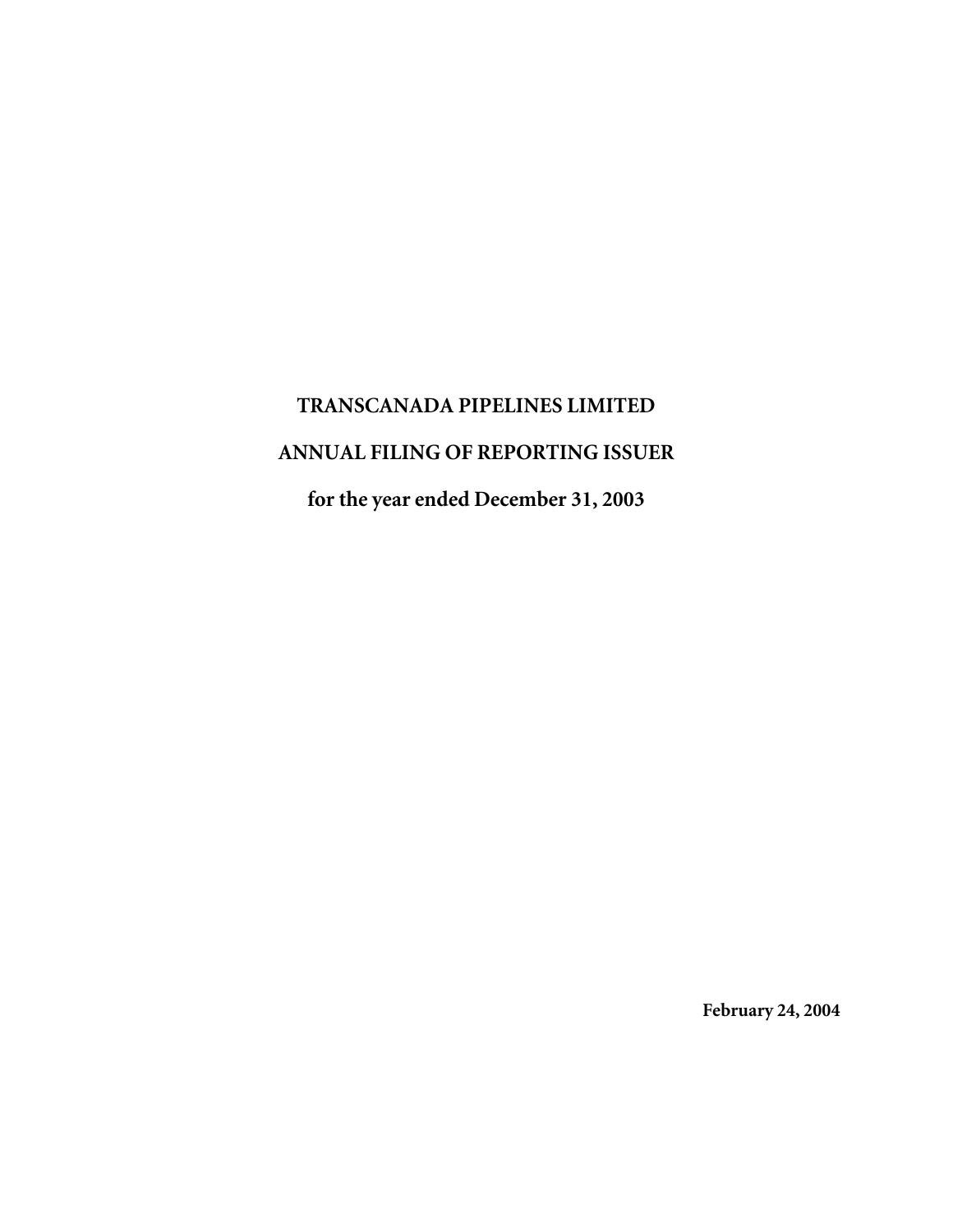# TRANSCANADA PIPELINES LIMITED

## ANNUAL FILING OF REPORTING ISSUER

### for the year ended December 31, 2003

**February 24, 2004**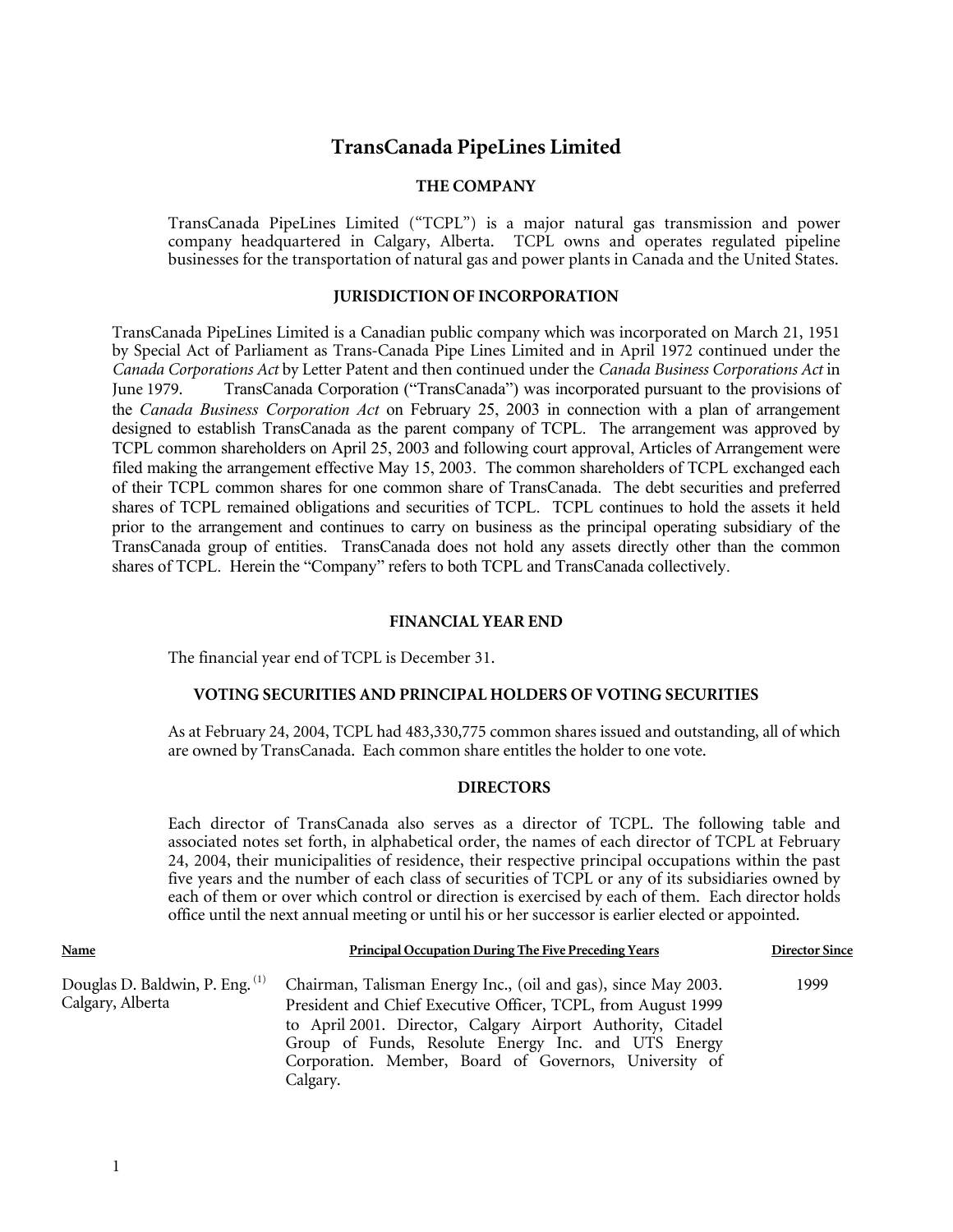# TransCanada PipeLines Limited

## THE COMPANY

TransCanada PipeLines Limited ("TCPL") is a major natural gas transmission and power company headquartered in Calgary, Alberta. TCPL owns and operates regulated pipeline businesses for the transportation of natural gas and power plants in Canada and the United States.

## JURISDICTION OF INCORPORATION

TransCanada PipeLines Limited is a Canadian public company which was incorporated on March 21, 1951 by Special Act of Parliament as Trans-Canada Pipe Lines Limited and in April 1972 continued under the *Canada Corporations Act* by Letter Patent and then continued under the *Canada Business Corporations Act* in June 1979. TransCanada Corporation ("TransCanada") was incorporated pursuant to the provisions of the *Canada Business Corporation Act* on February 25, 2003 in connection with a plan of arrangement designed to establish TransCanada as the parent company of TCPL. The arrangement was approved by TCPL common shareholders on April 25, 2003 and following court approval, Articles of Arrangement were filed making the arrangement effective May 15, 2003. The common shareholders of TCPL exchanged each of their TCPL common shares for one common share of TransCanada. The debt securities and preferred shares of TCPL remained obligations and securities of TCPL. TCPL continues to hold the assets it held prior to the arrangement and continues to carry on business as the principal operating subsidiary of the TransCanada group of entities. TransCanada does not hold any assets directly other than the common shares of TCPL. Herein the "Company" refers to both TCPL and TransCanada collectively.

## FINANCIAL YEAR END

The financial year end of TCPL is December 31.

## VOTING SECURITIES AND PRINCIPAL HOLDERS OF VOTING SECURITIES

As at February 24, 2004, TCPL had 483,330,775 common shares issued and outstanding, all of which are owned by TransCanada. Each common share entitles the holder to one vote.

## DIRECTORS

Each director of TransCanada also serves as a director of TCPL. The following table and associated notes set forth, in alphabetical order, the names of each director of TCPL at February 24, 2004, their municipalities of residence, their respective principal occupations within the past five years and the number of each class of securities of TCPL or any of its subsidiaries owned by each of them or over which control or direction is exercised by each of them. Each director holds office until the next annual meeting or until his or her successor is earlier elected or appointed.

| Name | Principal Occupation During The Five Preceding Years | Director Since |
|---|---|---|
| Douglas D. Baldwin, P. Eng. [1]<br>Calgary, Alberta | Chairman, Talisman Energy Inc., (oil and gas), since May 2003. President and Chief Executive Officer, TCPL, from August 1999 to April 2001. Director, Calgary Airport Authority, Citadel Group of Funds, Resolute Energy Inc. and UTS Energy Corporation. Member, Board of Governors, University of Calgary. | 1999 |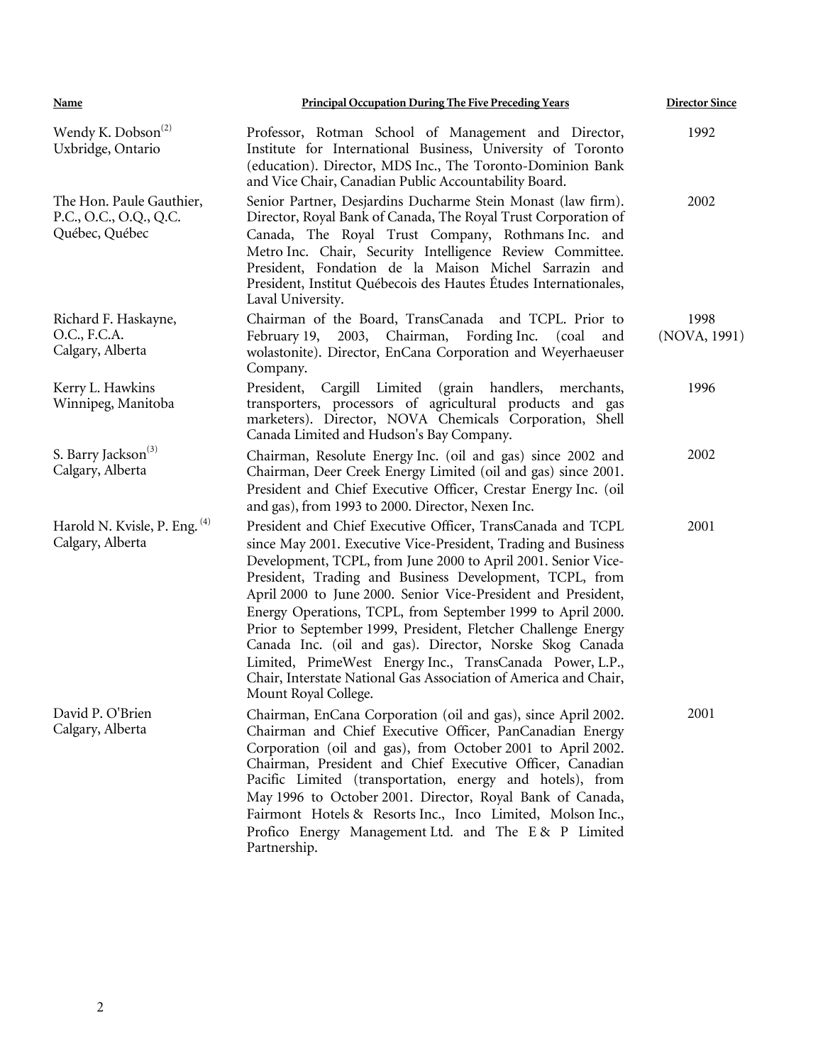| Name | Principal Occupation During The Five Preceding Years | Director Since |
| --- | --- | --- |
| Wendy K. Dobson[(2)]<br>Uxbridge, Ontario | Professor, Rotman School of Management and Director, Institute for International Business, University of Toronto (education). Director, MDS Inc., The Toronto-Dominion Bank and Vice Chair, Canadian Public Accountability Board. | 1992 |
| The Hon. Paule Gauthier, P.C., O.C., O.Q., Q.C.<br>Québec, Québec | Senior Partner, Desjardins Ducharme Stein Monast (law firm). Director, Royal Bank of Canada, The Royal Trust Corporation of Canada, The Royal Trust Company, Rothmans Inc. and Metro Inc. Chair, Security Intelligence Review Committee. President, Fondation de la Maison Michel Sarrazin and President, Institut Québecois des Hautes Études Internationales, Laval University. | 2002 |
| Richard F. Haskayne, O.C., F.C.A.<br>Calgary, Alberta | Chairman of the Board, TransCanada and TCPL. Prior to February 19, 2003, Chairman, Fording Inc. (coal and wolastonite). Director, EnCana Corporation and Weyerhaeuser Company. | 1998<br>(NOVA, 1991) |
| Kerry L. Hawkins<br>Winnipeg, Manitoba | President, Cargill Limited (grain handlers, merchants, transporters, processors of agricultural products and gas marketers). Director, NOVA Chemicals Corporation, Shell Canada Limited and Hudson's Bay Company. | 1996 |
| S. Barry Jackson[(3)]<br>Calgary, Alberta | Chairman, Resolute Energy Inc. (oil and gas) since 2002 and Chairman, Deer Creek Energy Limited (oil and gas) since 2001. President and Chief Executive Officer, Crestar Energy Inc. (oil and gas), from 1993 to 2000. Director, Nexen Inc. | 2002 |
| Harold N. Kvisle, P. Eng. [(4)]<br>Calgary, Alberta | President and Chief Executive Officer, TransCanada and TCPL since May 2001. Executive Vice-President, Trading and Business Development, TCPL, from June 2000 to April 2001. Senior Vice-President, Trading and Business Development, TCPL, from April 2000 to June 2000. Senior Vice-President and President, Energy Operations, TCPL, from September 1999 to April 2000. Prior to September 1999, President, Fletcher Challenge Energy Canada Inc. (oil and gas). Director, Norske Skog Canada Limited, PrimeWest Energy Inc., TransCanada Power, L.P., Chair, Interstate National Gas Association of America and Chair, Mount Royal College. | 2001 |
| David P. O'Brien<br>Calgary, Alberta | Chairman, EnCana Corporation (oil and gas), since April 2002. Chairman and Chief Executive Officer, PanCanadian Energy Corporation (oil and gas), from October 2001 to April 2002. Chairman, President and Chief Executive Officer, Canadian Pacific Limited (transportation, energy and hotels), from May 1996 to October 2001. Director, Royal Bank of Canada, Fairmont Hotels & Resorts Inc., Inco Limited, Molson Inc., Profico Energy Management Ltd. and The E & P Limited Partnership. | 2001 |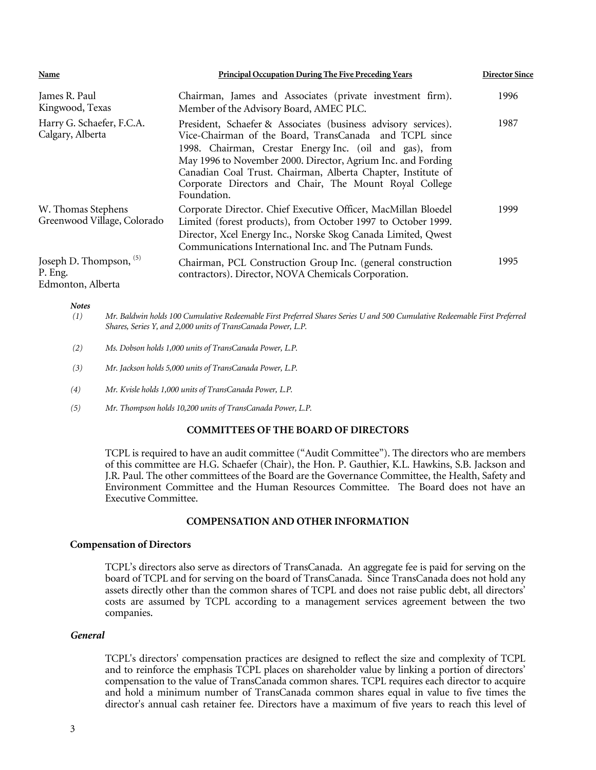| Name | Principal Occupation During The Five Preceding Years | Director Since |
|---|---|---|
| James R. Paul<br>Kingwood, Texas | Chairman, James and Associates (private investment firm). Member of the Advisory Board, AMEC PLC. | 1996 |
| Harry G. Schaefer, F.C.A.<br>Calgary, Alberta | President, Schaefer & Associates (business advisory services). Vice-Chairman of the Board, TransCanada and TCPL since 1998. Chairman, Crestar Energy Inc. (oil and gas), from May 1996 to November 2000. Director, Agrium Inc. and Fording Canadian Coal Trust. Chairman, Alberta Chapter, Institute of Corporate Directors and Chair, The Mount Royal College Foundation. | 1987 |
| W. Thomas Stephens<br>Greenwood Village, Colorado | Corporate Director. Chief Executive Officer, MacMillan Bloedel Limited (forest products), from October 1997 to October 1999. Director, Xcel Energy Inc., Norske Skog Canada Limited, Qwest Communications International Inc. and The Putnam Funds. | 1999 |
| Joseph D. Thompson, [5]<br>P. Eng.<br>Edmonton, Alberta | Chairman, PCL Construction Group Inc. (general construction contractors). Director, NOVA Chemicals Corporation. | 1995 |

***Notes***

*(1) Mr. Baldwin holds 100 Cumulative Redeemable First Preferred Shares Series U and 500 Cumulative Redeemable First Preferred Shares, Series Y, and 2,000 units of TransCanada Power, L.P.*

*(2) Ms. Dobson holds 1,000 units of TransCanada Power, L.P.*

*(3) Mr. Jackson holds 5,000 units of TransCanada Power, L.P.*

*(4) Mr. Kvisle holds 1,000 units of TransCanada Power, L.P.*

*(5) Mr. Thompson holds 10,200 units of TransCanada Power, L.P.*

## COMMITTEES OF THE BOARD OF DIRECTORS

TCPL is required to have an audit committee ("Audit Committee"). The directors who are members of this committee are H.G. Schaefer (Chair), the Hon. P. Gauthier, K.L. Hawkins, S.B. Jackson and J.R. Paul. The other committees of the Board are the Governance Committee, the Health, Safety and Environment Committee and the Human Resources Committee. The Board does not have an Executive Committee.

## COMPENSATION AND OTHER INFORMATION

### Compensation of Directors

TCPL's directors also serve as directors of TransCanada. An aggregate fee is paid for serving on the board of TCPL and for serving on the board of TransCanada. Since TransCanada does not hold any assets directly other than the common shares of TCPL and does not raise public debt, all directors' costs are assumed by TCPL according to a management services agreement between the two companies.

#### *General*

TCPL's directors' compensation practices are designed to reflect the size and complexity of TCPL and to reinforce the emphasis TCPL places on shareholder value by linking a portion of directors' compensation to the value of TransCanada common shares. TCPL requires each director to acquire and hold a minimum number of TransCanada common shares equal in value to five times the director's annual cash retainer fee. Directors have a maximum of five years to reach this level of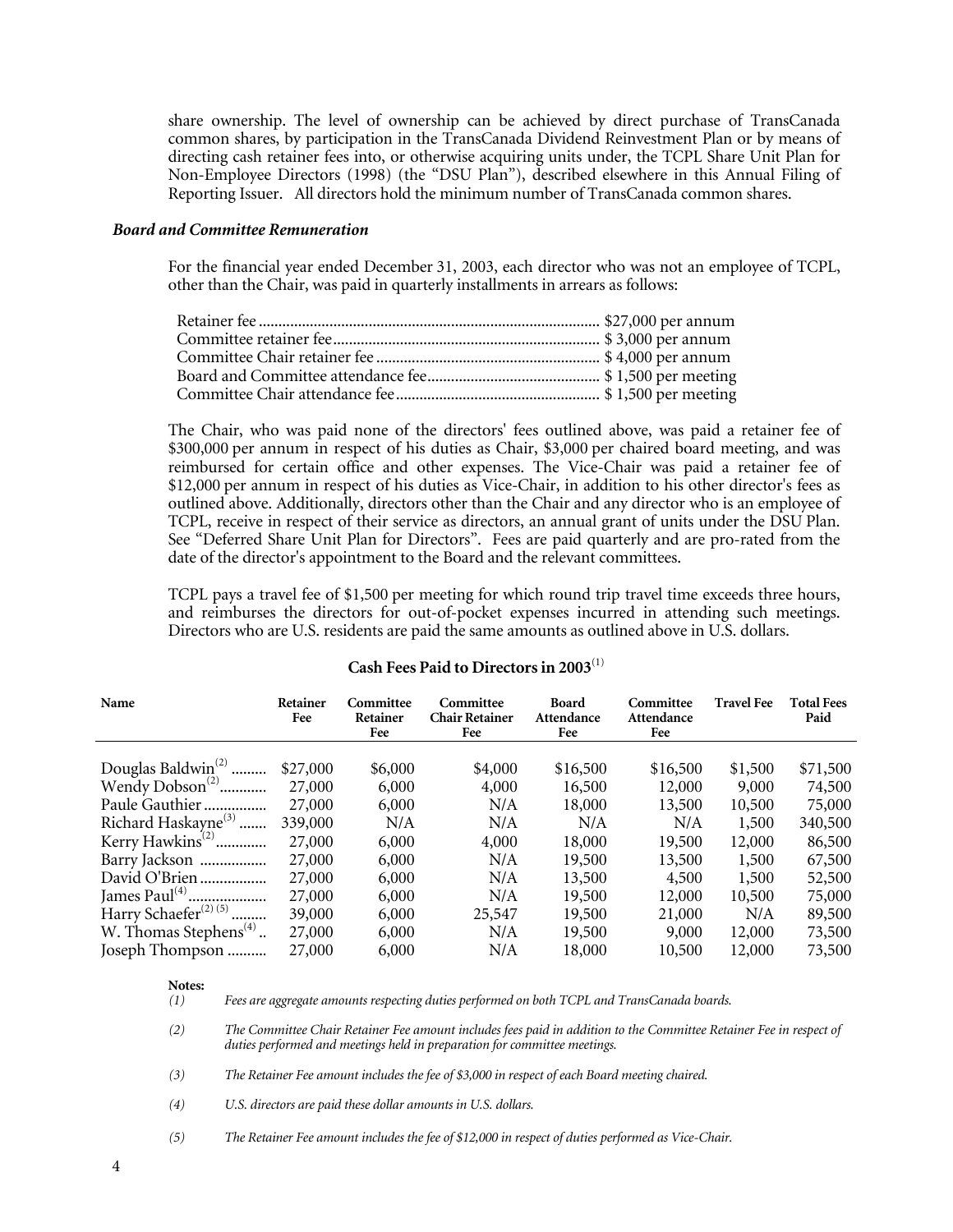share ownership. The level of ownership can be achieved by direct purchase of TransCanada common shares, by participation in the TransCanada Dividend Reinvestment Plan or by means of directing cash retainer fees into, or otherwise acquiring units under, the TCPL Share Unit Plan for Non-Employee Directors (1998) (the "DSU Plan"), described elsewhere in this Annual Filing of Reporting Issuer. All directors hold the minimum number of TransCanada common shares.

### *Board and Committee Remuneration*

For the financial year ended December 31, 2003, each director who was not an employee of TCPL, other than the Chair, was paid in quarterly installments in arrears as follows:

| | |
|---|---|
| Retainer fee | $27,000 per annum |
| Committee retainer fee | $ 3,000 per annum |
| Committee Chair retainer fee | $ 4,000 per annum |
| Board and Committee attendance fee | $ 1,500 per meeting |
| Committee Chair attendance fee | $ 1,500 per meeting |

The Chair, who was paid none of the directors' fees outlined above, was paid a retainer fee of $300,000 per annum in respect of his duties as Chair, $3,000 per chaired board meeting, and was reimbursed for certain office and other expenses. The Vice-Chair was paid a retainer fee of $12,000 per annum in respect of his duties as Vice-Chair, in addition to his other director's fees as outlined above. Additionally, directors other than the Chair and any director who is an employee of TCPL, receive in respect of their service as directors, an annual grant of units under the DSU Plan. See "Deferred Share Unit Plan for Directors". Fees are paid quarterly and are pro-rated from the date of the director's appointment to the Board and the relevant committees.

TCPL pays a travel fee of $1,500 per meeting for which round trip travel time exceeds three hours, and reimburses the directors for out-of-pocket expenses incurred in attending such meetings. Directors who are U.S. residents are paid the same amounts as outlined above in U.S. dollars.

**Cash Fees Paid to Directors in 2003**[1]

| Name | Retainer Fee | Committee Retainer Fee | Committee Chair Retainer Fee | Board Attendance Fee | Committee Attendance Fee | Travel Fee | Total Fees Paid |
|---|---|---|---|---|---|---|---|
| Douglas Baldwin[2] | $27,000 | $6,000 | $4,000 | $16,500 | $16,500 | $1,500 | $71,500 |
| Wendy Dobson[2] | 27,000 | 6,000 | 4,000 | 16,500 | 12,000 | 9,000 | 74,500 |
| Paule Gauthier | 27,000 | 6,000 | N/A | 18,000 | 13,500 | 10,500 | 75,000 |
| Richard Haskayne[3] | 339,000 | N/A | N/A | N/A | N/A | 1,500 | 340,500 |
| Kerry Hawkins[2] | 27,000 | 6,000 | 4,000 | 18,000 | 19,500 | 12,000 | 86,500 |
| Barry Jackson | 27,000 | 6,000 | N/A | 19,500 | 13,500 | 1,500 | 67,500 |
| David O'Brien | 27,000 | 6,000 | N/A | 13,500 | 4,500 | 1,500 | 52,500 |
| James Paul[4] | 27,000 | 6,000 | N/A | 19,500 | 12,000 | 10,500 | 75,000 |
| Harry Schaefer[2] [5] | 39,000 | 6,000 | 25,547 | 19,500 | 21,000 | N/A | 89,500 |
| W. Thomas Stephens[4] | 27,000 | 6,000 | N/A | 19,500 | 9,000 | 12,000 | 73,500 |
| Joseph Thompson | 27,000 | 6,000 | N/A | 18,000 | 10,500 | 12,000 | 73,500 |

**Notes:**

*(1)* *Fees are aggregate amounts respecting duties performed on both TCPL and TransCanada boards.*

*(2)* *The Committee Chair Retainer Fee amount includes fees paid in addition to the Committee Retainer Fee in respect of duties performed and meetings held in preparation for committee meetings.*

*(3)* *The Retainer Fee amount includes the fee of $3,000 in respect of each Board meeting chaired.*

*(4)* *U.S. directors are paid these dollar amounts in U.S. dollars.*

*(5)* *The Retainer Fee amount includes the fee of $12,000 in respect of duties performed as Vice-Chair.*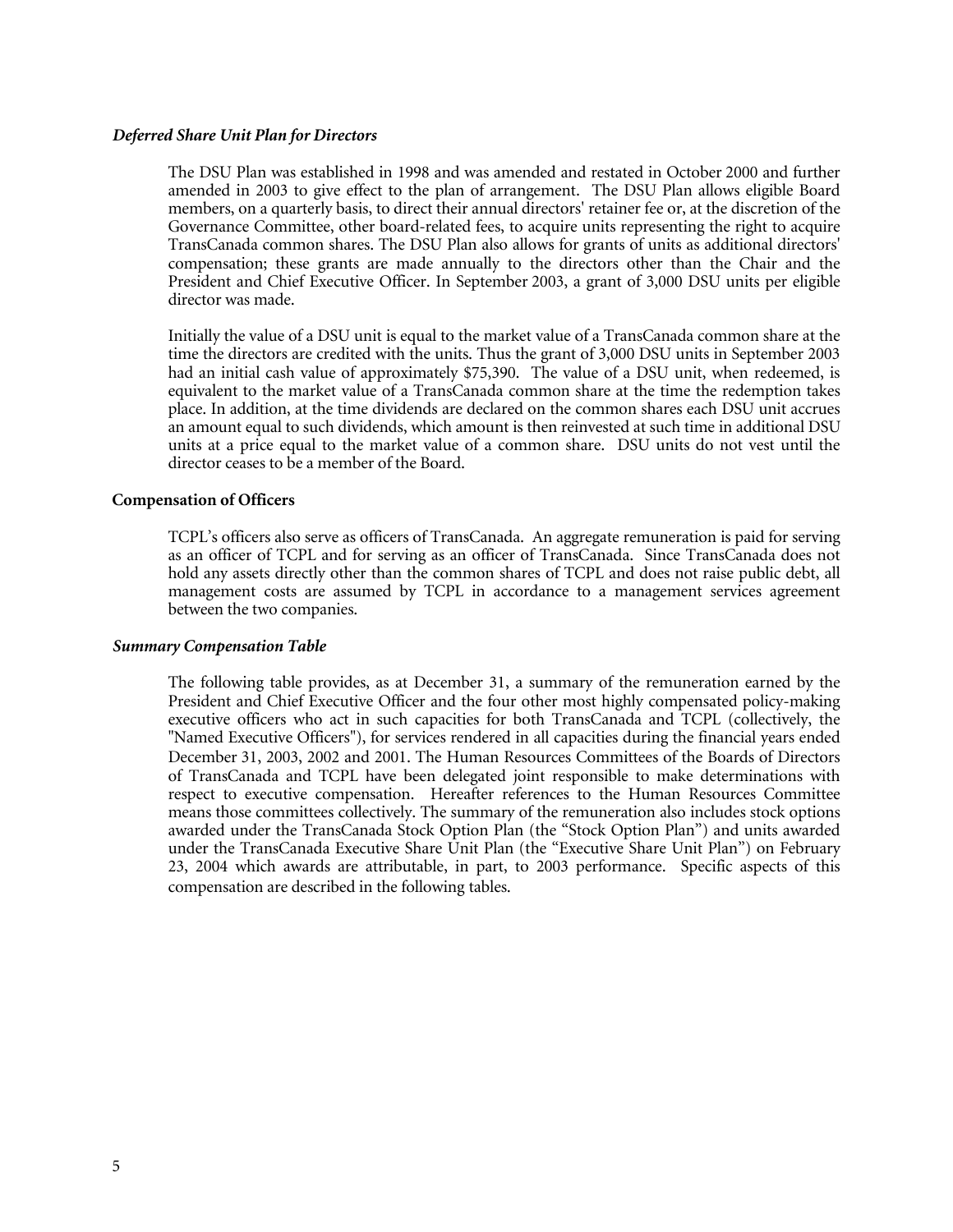### *Deferred Share Unit Plan for Directors*

The DSU Plan was established in 1998 and was amended and restated in October 2000 and further amended in 2003 to give effect to the plan of arrangement. The DSU Plan allows eligible Board members, on a quarterly basis, to direct their annual directors' retainer fee or, at the discretion of the Governance Committee, other board-related fees, to acquire units representing the right to acquire TransCanada common shares. The DSU Plan also allows for grants of units as additional directors' compensation; these grants are made annually to the directors other than the Chair and the President and Chief Executive Officer. In September 2003, a grant of 3,000 DSU units per eligible director was made.

Initially the value of a DSU unit is equal to the market value of a TransCanada common share at the time the directors are credited with the units. Thus the grant of 3,000 DSU units in September 2003 had an initial cash value of approximately $75,390. The value of a DSU unit, when redeemed, is equivalent to the market value of a TransCanada common share at the time the redemption takes place. In addition, at the time dividends are declared on the common shares each DSU unit accrues an amount equal to such dividends, which amount is then reinvested at such time in additional DSU units at a price equal to the market value of a common share. DSU units do not vest until the director ceases to be a member of the Board.

## **Compensation of Officers**

TCPL's officers also serve as officers of TransCanada. An aggregate remuneration is paid for serving as an officer of TCPL and for serving as an officer of TransCanada. Since TransCanada does not hold any assets directly other than the common shares of TCPL and does not raise public debt, all management costs are assumed by TCPL in accordance to a management services agreement between the two companies.

### *Summary Compensation Table*

The following table provides, as at December 31, a summary of the remuneration earned by the President and Chief Executive Officer and the four other most highly compensated policy-making executive officers who act in such capacities for both TransCanada and TCPL (collectively, the "Named Executive Officers"), for services rendered in all capacities during the financial years ended December 31, 2003, 2002 and 2001. The Human Resources Committees of the Boards of Directors of TransCanada and TCPL have been delegated joint responsible to make determinations with respect to executive compensation. Hereafter references to the Human Resources Committee means those committees collectively. The summary of the remuneration also includes stock options awarded under the TransCanada Stock Option Plan (the "Stock Option Plan") and units awarded under the TransCanada Executive Share Unit Plan (the "Executive Share Unit Plan") on February 23, 2004 which awards are attributable, in part, to 2003 performance. Specific aspects of this compensation are described in the following tables.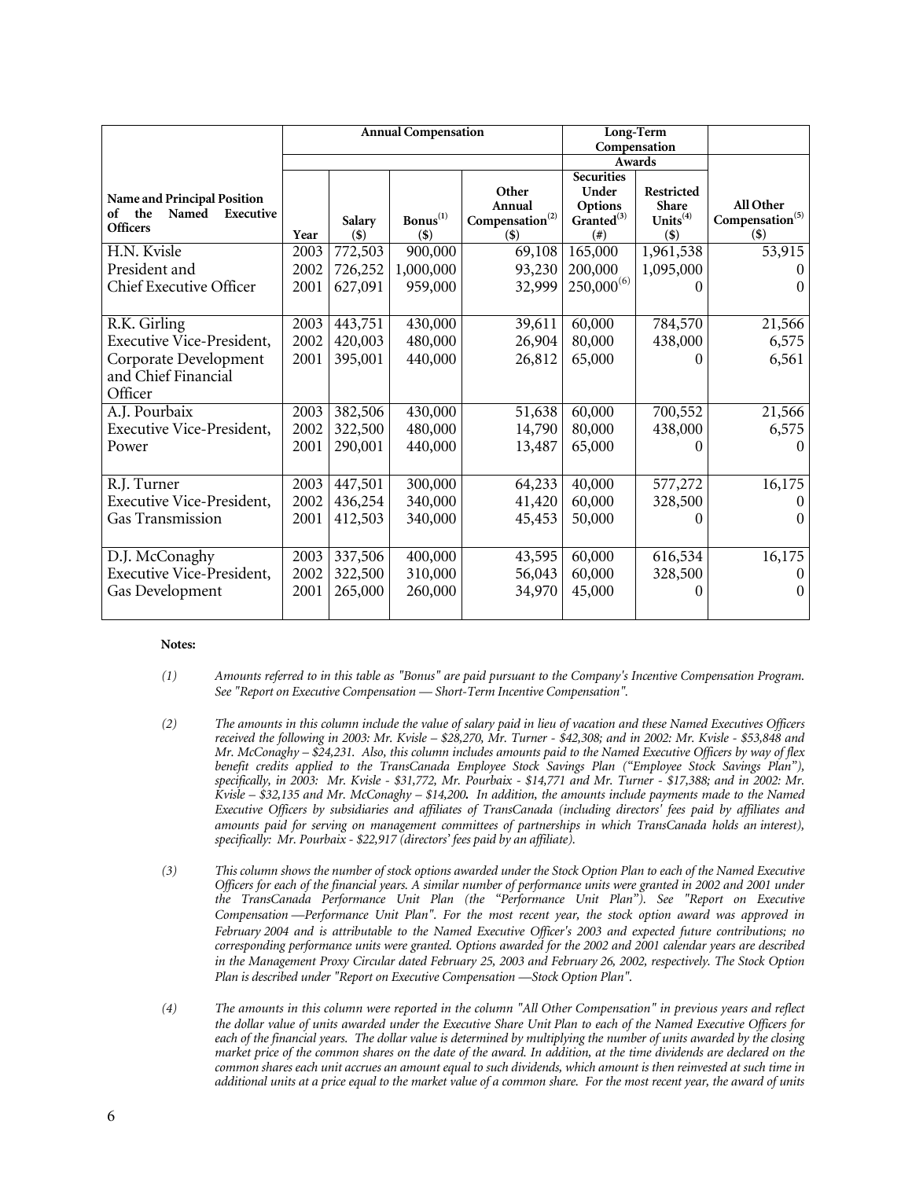| Name and Principal Position of the Named Executive Officers | Annual Compensation | | | | Long-Term Compensation | | |
|---|---|---|---|---|---|---|---|
| | | | | | Awards | | |
| | Year | Salary ($) | Bonus[(1)] ($) | Other Annual Compensation[(2)] ($) | Securities Under Options Granted[(3)] (#) | Restricted Share Units[(4)] ($) | All Other Compensation[(5)] ($) |
| H.N. Kvisle | 2003 | 772,503 | 900,000 | 69,108 | 165,000 | 1,961,538 | 53,915 |
| President and | 2002 | 726,252 | 1,000,000 | 93,230 | 200,000 | 1,095,000 | 0 |
| Chief Executive Officer | 2001 | 627,091 | 959,000 | 32,999 | 250,000[(6)] | 0 | 0 |
| R.K. Girling | 2003 | 443,751 | 430,000 | 39,611 | 60,000 | 784,570 | 21,566 |
| Executive Vice-President, | 2002 | 420,003 | 480,000 | 26,904 | 80,000 | 438,000 | 6,575 |
| Corporate Development and Chief Financial Officer | 2001 | 395,001 | 440,000 | 26,812 | 65,000 | 0 | 6,561 |
| A.J. Pourbaix | 2003 | 382,506 | 430,000 | 51,638 | 60,000 | 700,552 | 21,566 |
| Executive Vice-President, | 2002 | 322,500 | 480,000 | 14,790 | 80,000 | 438,000 | 6,575 |
| Power | 2001 | 290,001 | 440,000 | 13,487 | 65,000 | 0 | 0 |
| R.J. Turner | 2003 | 447,501 | 300,000 | 64,233 | 40,000 | 577,272 | 16,175 |
| Executive Vice-President, | 2002 | 436,254 | 340,000 | 41,420 | 60,000 | 328,500 | 0 |
| Gas Transmission | 2001 | 412,503 | 340,000 | 45,453 | 50,000 | 0 | 0 |
| D.J. McConaghy | 2003 | 337,506 | 400,000 | 43,595 | 60,000 | 616,534 | 16,175 |
| Executive Vice-President, | 2002 | 322,500 | 310,000 | 56,043 | 60,000 | 328,500 | 0 |
| Gas Development | 2001 | 265,000 | 260,000 | 34,970 | 45,000 | 0 | 0 |

**Notes:**

*(1) Amounts referred to in this table as "Bonus" are paid pursuant to the Company's Incentive Compensation Program. See "Report on Executive Compensation — Short-Term Incentive Compensation".*

*(2) The amounts in this column include the value of salary paid in lieu of vacation and these Named Executives Officers received the following in 2003: Mr. Kvisle – $28,270, Mr. Turner - $42,308; and in 2002: Mr. Kvisle - $53,848 and Mr. McConaghy – $24,231. Also, this column includes amounts paid to the Named Executive Officers by way of flex benefit credits applied to the TransCanada Employee Stock Savings Plan ("Employee Stock Savings Plan"), specifically, in 2003: Mr. Kvisle - $31,772, Mr. Pourbaix - $14,771 and Mr. Turner - $17,388; and in 2002: Mr. Kvisle – $32,135 and Mr. McConaghy – $14,200. In addition, the amounts include payments made to the Named Executive Officers by subsidiaries and affiliates of TransCanada (including directors' fees paid by affiliates and amounts paid for serving on management committees of partnerships in which TransCanada holds an interest), specifically: Mr. Pourbaix - $22,917 (directors' fees paid by an affiliate).*

*(3) This column shows the number of stock options awarded under the Stock Option Plan to each of the Named Executive Officers for each of the financial years. A similar number of performance units were granted in 2002 and 2001 under the TransCanada Performance Unit Plan (the "Performance Unit Plan"). See "Report on Executive Compensation —Performance Unit Plan". For the most recent year, the stock option award was approved in February 2004 and is attributable to the Named Executive Officer's 2003 and expected future contributions; no corresponding performance units were granted. Options awarded for the 2002 and 2001 calendar years are described in the Management Proxy Circular dated February 25, 2003 and February 26, 2002, respectively. The Stock Option Plan is described under "Report on Executive Compensation —Stock Option Plan".*

*(4) The amounts in this column were reported in the column "All Other Compensation" in previous years and reflect the dollar value of units awarded under the Executive Share Unit Plan to each of the Named Executive Officers for each of the financial years. The dollar value is determined by multiplying the number of units awarded by the closing market price of the common shares on the date of the award. In addition, at the time dividends are declared on the common shares each unit accrues an amount equal to such dividends, which amount is then reinvested at such time in additional units at a price equal to the market value of a common share. For the most recent year, the award of units*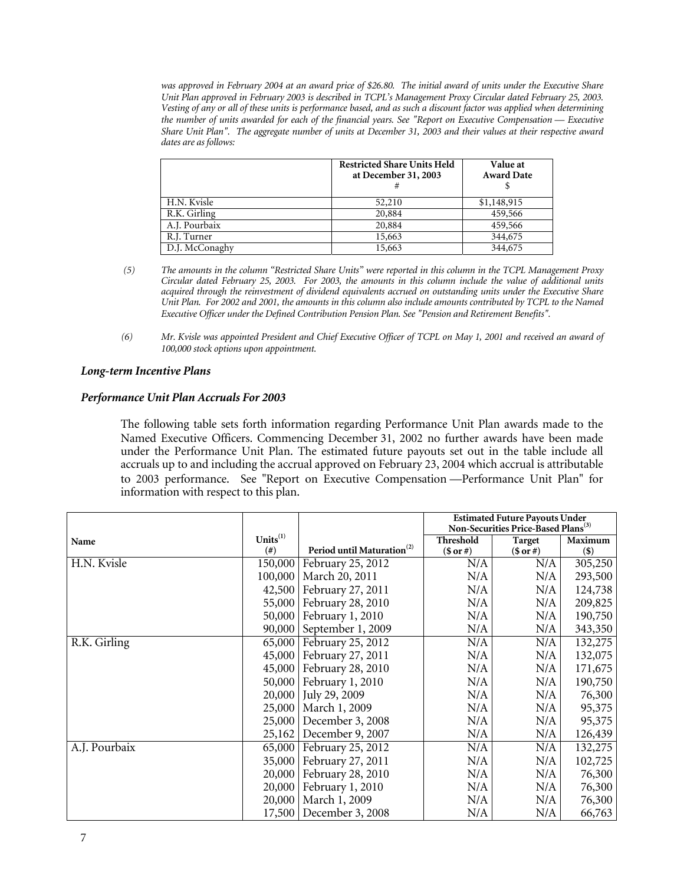*was approved in February 2004 at an award price of $26.80. The initial award of units under the Executive Share Unit Plan approved in February 2003 is described in TCPL's Management Proxy Circular dated February 25, 2003. Vesting of any or all of these units is performance based, and as such a discount factor was applied when determining the number of units awarded for each of the financial years. See "Report on Executive Compensation — Executive Share Unit Plan". The aggregate number of units at December 31, 2003 and their values at their respective award dates are as follows:*

| | Restricted Share Units Held at December 31, 2003 # | Value at Award Date $ |
|---|---|---|
| H.N. Kvisle | 52,210 | $1,148,915 |
| R.K. Girling | 20,884 | 459,566 |
| A.J. Pourbaix | 20,884 | 459,566 |
| R.J. Turner | 15,663 | 344,675 |
| D.J. McConaghy | 15,663 | 344,675 |

(5) *The amounts in the column "Restricted Share Units" were reported in this column in the TCPL Management Proxy Circular dated February 25, 2003. For 2003, the amounts in this column include the value of additional units acquired through the reinvestment of dividend equivalents accrued on outstanding units under the Executive Share Unit Plan. For 2002 and 2001, the amounts in this column also include amounts contributed by TCPL to the Named Executive Officer under the Defined Contribution Pension Plan. See "Pension and Retirement Benefits".*

(6) *Mr. Kvisle was appointed President and Chief Executive Officer of TCPL on May 1, 2001 and received an award of 100,000 stock options upon appointment.*

### *Long-term Incentive Plans*

### *Performance Unit Plan Accruals For 2003*

The following table sets forth information regarding Performance Unit Plan awards made to the Named Executive Officers. Commencing December 31, 2002 no further awards have been made under the Performance Unit Plan. The estimated future payouts set out in the table include all accruals up to and including the accrual approved on February 23, 2004 which accrual is attributable to 2003 performance. See "Report on Executive Compensation —Performance Unit Plan" for information with respect to this plan.

| | | | Estimated Future Payouts Under Non-Securities Price-Based Plans[3] | | |
|---|---|---|---|---|---|
| Name | Units[1] (#) | Period until Maturation[2] | Threshold ($ or #) | Target ($ or #) | Maximum ($) |
| H.N. Kvisle | 150,000 | February 25, 2012 | N/A | N/A | 305,250 |
| | 100,000 | March 20, 2011 | N/A | N/A | 293,500 |
| | 42,500 | February 27, 2011 | N/A | N/A | 124,738 |
| | 55,000 | February 28, 2010 | N/A | N/A | 209,825 |
| | 50,000 | February 1, 2010 | N/A | N/A | 190,750 |
| | 90,000 | September 1, 2009 | N/A | N/A | 343,350 |
| R.K. Girling | 65,000 | February 25, 2012 | N/A | N/A | 132,275 |
| | 45,000 | February 27, 2011 | N/A | N/A | 132,075 |
| | 45,000 | February 28, 2010 | N/A | N/A | 171,675 |
| | 50,000 | February 1, 2010 | N/A | N/A | 190,750 |
| | 20,000 | July 29, 2009 | N/A | N/A | 76,300 |
| | 25,000 | March 1, 2009 | N/A | N/A | 95,375 |
| | 25,000 | December 3, 2008 | N/A | N/A | 95,375 |
| | 25,162 | December 9, 2007 | N/A | N/A | 126,439 |
| A.J. Pourbaix | 65,000 | February 25, 2012 | N/A | N/A | 132,275 |
| | 35,000 | February 27, 2011 | N/A | N/A | 102,725 |
| | 20,000 | February 28, 2010 | N/A | N/A | 76,300 |
| | 20,000 | February 1, 2010 | N/A | N/A | 76,300 |
| | 20,000 | March 1, 2009 | N/A | N/A | 76,300 |
| | 17,500 | December 3, 2008 | N/A | N/A | 66,763 |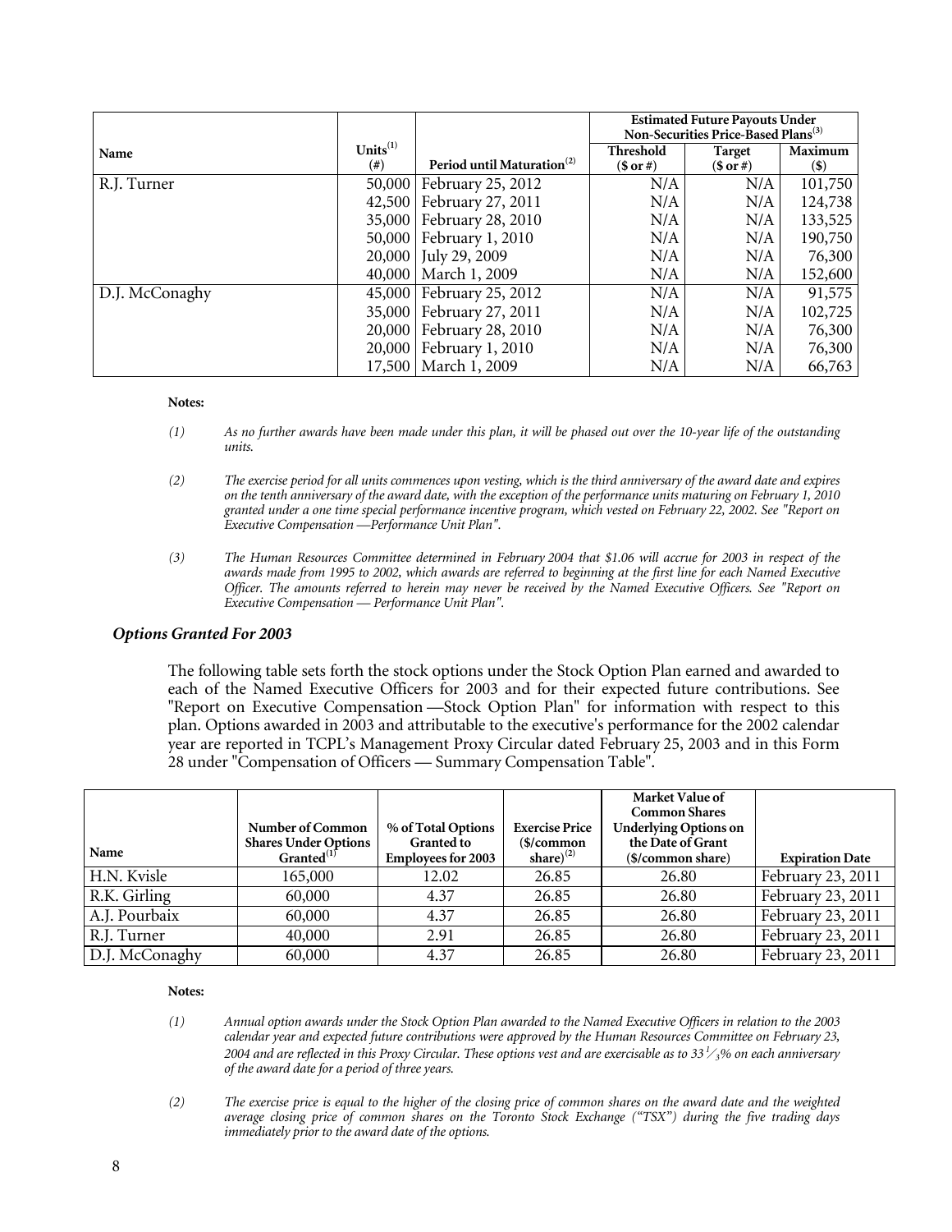| Name | Units[1] (#) | Period until Maturation[2] | Estimated Future Payouts Under Non-Securities Price-Based Plans[3] | | |
|---|---|---|---|---|---|
| | | | Threshold ($ or #) | Target ($ or #) | Maximum ($) |
| R.J. Turner | 50,000 | February 25, 2012 | N/A | N/A | 101,750 |
| | 42,500 | February 27, 2011 | N/A | N/A | 124,738 |
| | 35,000 | February 28, 2010 | N/A | N/A | 133,525 |
| | 50,000 | February 1, 2010 | N/A | N/A | 190,750 |
| | 20,000 | July 29, 2009 | N/A | N/A | 76,300 |
| | 40,000 | March 1, 2009 | N/A | N/A | 152,600 |
| D.J. McConaghy | 45,000 | February 25, 2012 | N/A | N/A | 91,575 |
| | 35,000 | February 27, 2011 | N/A | N/A | 102,725 |
| | 20,000 | February 28, 2010 | N/A | N/A | 76,300 |
| | 20,000 | February 1, 2010 | N/A | N/A | 76,300 |
| | 17,500 | March 1, 2009 | N/A | N/A | 66,763 |

**Notes:**

(1) *As no further awards have been made under this plan, it will be phased out over the 10-year life of the outstanding units.*

(2) *The exercise period for all units commences upon vesting, which is the third anniversary of the award date and expires on the tenth anniversary of the award date, with the exception of the performance units maturing on February 1, 2010 granted under a one time special performance incentive program, which vested on February 22, 2002. See "Report on Executive Compensation —Performance Unit Plan".*

(3) *The Human Resources Committee determined in February 2004 that $1.06 will accrue for 2003 in respect of the awards made from 1995 to 2002, which awards are referred to beginning at the first line for each Named Executive Officer. The amounts referred to herein may never be received by the Named Executive Officers. See "Report on Executive Compensation — Performance Unit Plan".*

### *Options Granted For 2003*

The following table sets forth the stock options under the Stock Option Plan earned and awarded to each of the Named Executive Officers for 2003 and for their expected future contributions. See "Report on Executive Compensation —Stock Option Plan" for information with respect to this plan. Options awarded in 2003 and attributable to the executive's performance for the 2002 calendar year are reported in TCPL's Management Proxy Circular dated February 25, 2003 and in this Form 28 under "Compensation of Officers — Summary Compensation Table".

| Name | Number of Common Shares Under Options Granted[1] | % of Total Options Granted to Employees for 2003 | Exercise Price ($/common share)[2] | Market Value of Common Shares Underlying Options on the Date of Grant ($/common share) | Expiration Date |
|---|---|---|---|---|---|
| H.N. Kvisle | 165,000 | 12.02 | 26.85 | 26.80 | February 23, 2011 |
| R.K. Girling | 60,000 | 4.37 | 26.85 | 26.80 | February 23, 2011 |
| A.J. Pourbaix | 60,000 | 4.37 | 26.85 | 26.80 | February 23, 2011 |
| R.J. Turner | 40,000 | 2.91 | 26.85 | 26.80 | February 23, 2011 |
| D.J. McConaghy | 60,000 | 4.37 | 26.85 | 26.80 | February 23, 2011 |

**Notes:**

(1) *Annual option awards under the Stock Option Plan awarded to the Named Executive Officers in relation to the 2003 calendar year and expected future contributions were approved by the Human Resources Committee on February 23, 2004 and are reflected in this Proxy Circular. These options vest and are exercisable as to 33 1/3% on each anniversary of the award date for a period of three years.*

(2) *The exercise price is equal to the higher of the closing price of common shares on the award date and the weighted average closing price of common shares on the Toronto Stock Exchange ("TSX") during the five trading days immediately prior to the award date of the options.*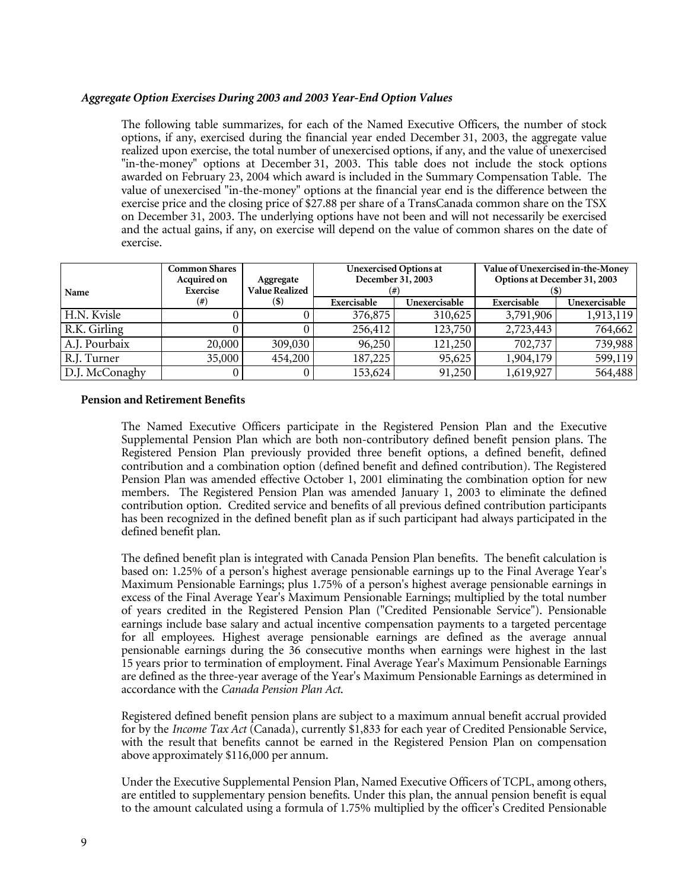### *Aggregate Option Exercises During 2003 and 2003 Year-End Option Values*

The following table summarizes, for each of the Named Executive Officers, the number of stock options, if any, exercised during the financial year ended December 31, 2003, the aggregate value realized upon exercise, the total number of unexercised options, if any, and the value of unexercised "in-the-money" options at December 31, 2003. This table does not include the stock options awarded on February 23, 2004 which award is included in the Summary Compensation Table. The value of unexercised "in-the-money" options at the financial year end is the difference between the exercise price and the closing price of $27.88 per share of a TransCanada common share on the TSX on December 31, 2003. The underlying options have not been and will not necessarily be exercised and the actual gains, if any, on exercise will depend on the value of common shares on the date of exercise.

| Name | Common Shares Acquired on Exercise (#) | Aggregate Value Realized ($) | Unexercised Options at December 31, 2003 (#) | | Value of Unexercised in-the-Money Options at December 31, 2003 ($) | |
|---|---|---|---|---|---|---|
| | | | Exercisable | Unexercisable | Exercisable | Unexercisable |
| H.N. Kvisle | 0 | 0 | 376,875 | 310,625 | 3,791,906 | 1,913,119 |
| R.K. Girling | 0 | 0 | 256,412 | 123,750 | 2,723,443 | 764,662 |
| A.J. Pourbaix | 20,000 | 309,030 | 96,250 | 121,250 | 702,737 | 739,988 |
| R.J. Turner | 35,000 | 454,200 | 187,225 | 95,625 | 1,904,179 | 599,119 |
| D.J. McConaghy | 0 | 0 | 153,624 | 91,250 | 1,619,927 | 564,488 |

### Pension and Retirement Benefits

The Named Executive Officers participate in the Registered Pension Plan and the Executive Supplemental Pension Plan which are both non-contributory defined benefit pension plans. The Registered Pension Plan previously provided three benefit options, a defined benefit, defined contribution and a combination option (defined benefit and defined contribution). The Registered Pension Plan was amended effective October 1, 2001 eliminating the combination option for new members. The Registered Pension Plan was amended January 1, 2003 to eliminate the defined contribution option. Credited service and benefits of all previous defined contribution participants has been recognized in the defined benefit plan as if such participant had always participated in the defined benefit plan.

The defined benefit plan is integrated with Canada Pension Plan benefits. The benefit calculation is based on: 1.25% of a person's highest average pensionable earnings up to the Final Average Year's Maximum Pensionable Earnings; plus 1.75% of a person's highest average pensionable earnings in excess of the Final Average Year's Maximum Pensionable Earnings; multiplied by the total number of years credited in the Registered Pension Plan ("Credited Pensionable Service"). Pensionable earnings include base salary and actual incentive compensation payments to a targeted percentage for all employees. Highest average pensionable earnings are defined as the average annual pensionable earnings during the 36 consecutive months when earnings were highest in the last 15 years prior to termination of employment. Final Average Year's Maximum Pensionable Earnings are defined as the three-year average of the Year's Maximum Pensionable Earnings as determined in accordance with the *Canada Pension Plan Act*.

Registered defined benefit pension plans are subject to a maximum annual benefit accrual provided for by the *Income Tax Act* (Canada), currently $1,833 for each year of Credited Pensionable Service, with the result that benefits cannot be earned in the Registered Pension Plan on compensation above approximately $116,000 per annum.

Under the Executive Supplemental Pension Plan, Named Executive Officers of TCPL, among others, are entitled to supplementary pension benefits. Under this plan, the annual pension benefit is equal to the amount calculated using a formula of 1.75% multiplied by the officer's Credited Pensionable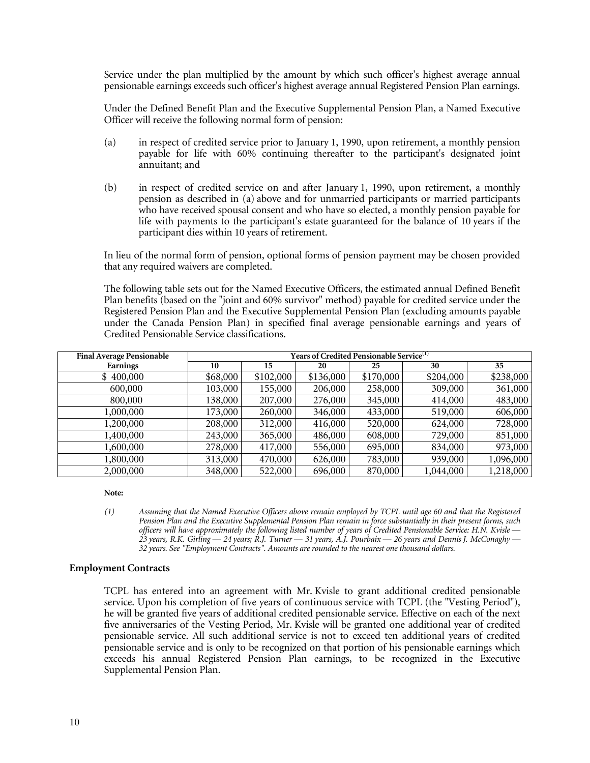Service under the plan multiplied by the amount by which such officer's highest average annual pensionable earnings exceeds such officer's highest average annual Registered Pension Plan earnings.

Under the Defined Benefit Plan and the Executive Supplemental Pension Plan, a Named Executive Officer will receive the following normal form of pension:

(a) in respect of credited service prior to January 1, 1990, upon retirement, a monthly pension payable for life with 60% continuing thereafter to the participant's designated joint annuitant; and

(b) in respect of credited service on and after January 1, 1990, upon retirement, a monthly pension as described in (a) above and for unmarried participants or married participants who have received spousal consent and who have so elected, a monthly pension payable for life with payments to the participant's estate guaranteed for the balance of 10 years if the participant dies within 10 years of retirement.

In lieu of the normal form of pension, optional forms of pension payment may be chosen provided that any required waivers are completed.

The following table sets out for the Named Executive Officers, the estimated annual Defined Benefit Plan benefits (based on the "joint and 60% survivor" method) payable for credited service under the Registered Pension Plan and the Executive Supplemental Pension Plan (excluding amounts payable under the Canada Pension Plan) in specified final average pensionable earnings and years of Credited Pensionable Service classifications.

| Final Average Pensionable | Years of Credited Pensionable Service[1] | | | | | |
|---|---|---|---|---|---|---|
| Earnings | 10 | 15 | 20 | 25 | 30 | 35 |
| $ 400,000 | $68,000 | $102,000 | $136,000 | $170,000 | $204,000 | $238,000 |
| 600,000 | 103,000 | 155,000 | 206,000 | 258,000 | 309,000 | 361,000 |
| 800,000 | 138,000 | 207,000 | 276,000 | 345,000 | 414,000 | 483,000 |
| 1,000,000 | 173,000 | 260,000 | 346,000 | 433,000 | 519,000 | 606,000 |
| 1,200,000 | 208,000 | 312,000 | 416,000 | 520,000 | 624,000 | 728,000 |
| 1,400,000 | 243,000 | 365,000 | 486,000 | 608,000 | 729,000 | 851,000 |
| 1,600,000 | 278,000 | 417,000 | 556,000 | 695,000 | 834,000 | 973,000 |
| 1,800,000 | 313,000 | 470,000 | 626,000 | 783,000 | 939,000 | 1,096,000 |
| 2,000,000 | 348,000 | 522,000 | 696,000 | 870,000 | 1,044,000 | 1,218,000 |

**Note:**

*(1) Assuming that the Named Executive Officers above remain employed by TCPL until age 60 and that the Registered Pension Plan and the Executive Supplemental Pension Plan remain in force substantially in their present forms, such officers will have approximately the following listed number of years of Credited Pensionable Service: H.N. Kvisle — 23 years, R.K. Girling — 24 years; R.J. Turner — 31 years, A.J. Pourbaix — 26 years and Dennis J. McConaghy — 32 years. See "Employment Contracts". Amounts are rounded to the nearest one thousand dollars.*

## Employment Contracts

TCPL has entered into an agreement with Mr. Kvisle to grant additional credited pensionable service. Upon his completion of five years of continuous service with TCPL (the "Vesting Period"), he will be granted five years of additional credited pensionable service. Effective on each of the next five anniversaries of the Vesting Period, Mr. Kvisle will be granted one additional year of credited pensionable service. All such additional service is not to exceed ten additional years of credited pensionable service and is only to be recognized on that portion of his pensionable earnings which exceeds his annual Registered Pension Plan earnings, to be recognized in the Executive Supplemental Pension Plan.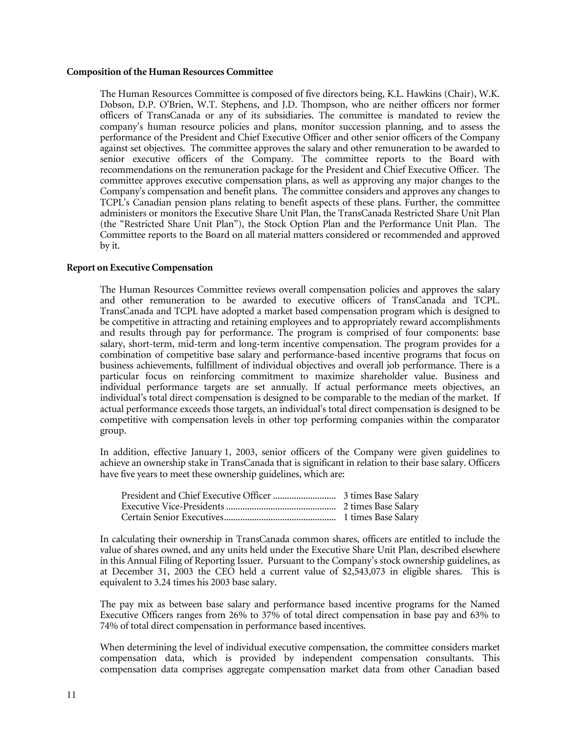**Composition of the Human Resources Committee**

The Human Resources Committee is composed of five directors being, K.L. Hawkins (Chair), W.K. Dobson, D.P. O'Brien, W.T. Stephens, and J.D. Thompson, who are neither officers nor former officers of TransCanada or any of its subsidiaries. The committee is mandated to review the company's human resource policies and plans, monitor succession planning, and to assess the performance of the President and Chief Executive Officer and other senior officers of the Company against set objectives. The committee approves the salary and other remuneration to be awarded to senior executive officers of the Company. The committee reports to the Board with recommendations on the remuneration package for the President and Chief Executive Officer. The committee approves executive compensation plans, as well as approving any major changes to the Company's compensation and benefit plans. The committee considers and approves any changes to TCPL's Canadian pension plans relating to benefit aspects of these plans. Further, the committee administers or monitors the Executive Share Unit Plan, the TransCanada Restricted Share Unit Plan (the "Restricted Share Unit Plan"), the Stock Option Plan and the Performance Unit Plan. The Committee reports to the Board on all material matters considered or recommended and approved by it.

**Report on Executive Compensation**

The Human Resources Committee reviews overall compensation policies and approves the salary and other remuneration to be awarded to executive officers of TransCanada and TCPL. TransCanada and TCPL have adopted a market based compensation program which is designed to be competitive in attracting and retaining employees and to appropriately reward accomplishments and results through pay for performance. The program is comprised of four components: base salary, short-term, mid-term and long-term incentive compensation. The program provides for a combination of competitive base salary and performance-based incentive programs that focus on business achievements, fulfillment of individual objectives and overall job performance. There is a particular focus on reinforcing commitment to maximize shareholder value. Business and individual performance targets are set annually. If actual performance meets objectives, an individual's total direct compensation is designed to be comparable to the median of the market. If actual performance exceeds those targets, an individual's total direct compensation is designed to be competitive with compensation levels in other top performing companies within the comparator group.

In addition, effective January 1, 2003, senior officers of the Company were given guidelines to achieve an ownership stake in TransCanada that is significant in relation to their base salary. Officers have five years to meet these ownership guidelines, which are:

| | |
|---|---|
| President and Chief Executive Officer | 3 times Base Salary |
| Executive Vice-Presidents | 2 times Base Salary |
| Certain Senior Executives | 1 times Base Salary |

In calculating their ownership in TransCanada common shares, officers are entitled to include the value of shares owned, and any units held under the Executive Share Unit Plan, described elsewhere in this Annual Filing of Reporting Issuer. Pursuant to the Company's stock ownership guidelines, as at December 31, 2003 the CEO held a current value of $2,543,073 in eligible shares. This is equivalent to 3.24 times his 2003 base salary.

The pay mix as between base salary and performance based incentive programs for the Named Executive Officers ranges from 26% to 37% of total direct compensation in base pay and 63% to 74% of total direct compensation in performance based incentives.

When determining the level of individual executive compensation, the committee considers market compensation data, which is provided by independent compensation consultants. This compensation data comprises aggregate compensation market data from other Canadian based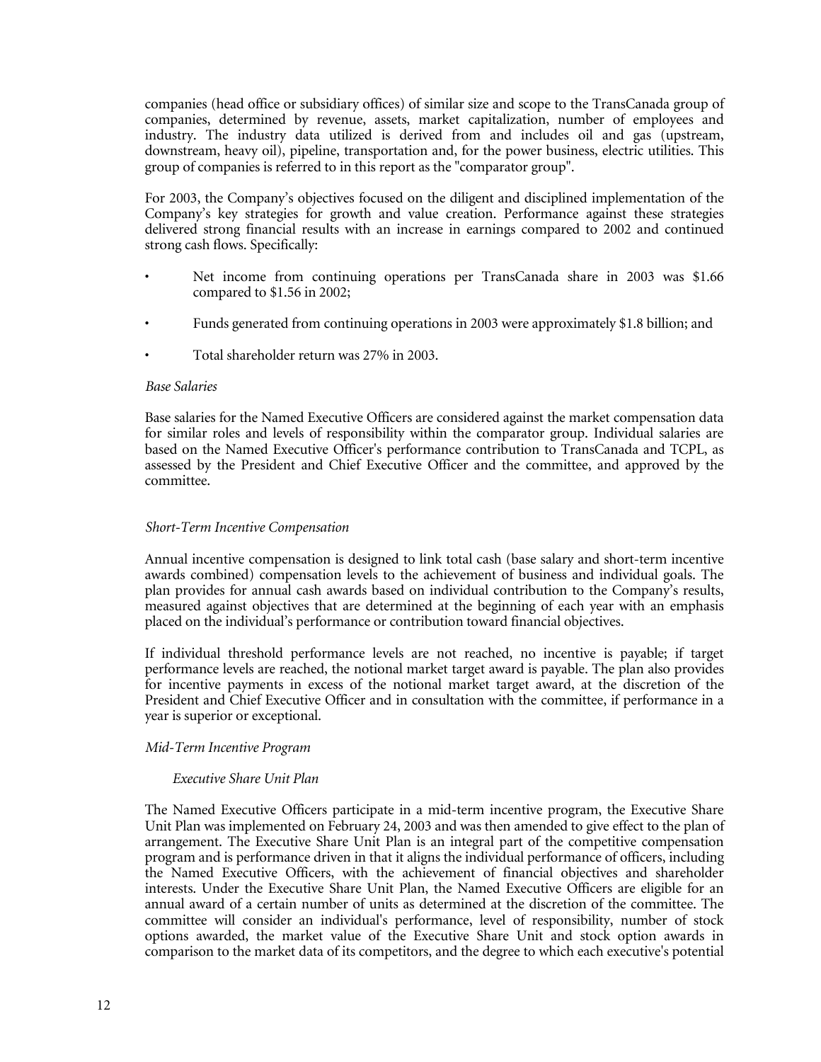companies (head office or subsidiary offices) of similar size and scope to the TransCanada group of companies, determined by revenue, assets, market capitalization, number of employees and industry. The industry data utilized is derived from and includes oil and gas (upstream, downstream, heavy oil), pipeline, transportation and, for the power business, electric utilities. This group of companies is referred to in this report as the "comparator group".

For 2003, the Company's objectives focused on the diligent and disciplined implementation of the Company's key strategies for growth and value creation. Performance against these strategies delivered strong financial results with an increase in earnings compared to 2002 and continued strong cash flows. Specifically:

- Net income from continuing operations per TransCanada share in 2003 was $1.66 compared to $1.56 in 2002;
- Funds generated from continuing operations in 2003 were approximately $1.8 billion; and
- Total shareholder return was 27% in 2003.

*Base Salaries*

Base salaries for the Named Executive Officers are considered against the market compensation data for similar roles and levels of responsibility within the comparator group. Individual salaries are based on the Named Executive Officer's performance contribution to TransCanada and TCPL, as assessed by the President and Chief Executive Officer and the committee, and approved by the committee.

*Short-Term Incentive Compensation*

Annual incentive compensation is designed to link total cash (base salary and short-term incentive awards combined) compensation levels to the achievement of business and individual goals. The plan provides for annual cash awards based on individual contribution to the Company's results, measured against objectives that are determined at the beginning of each year with an emphasis placed on the individual's performance or contribution toward financial objectives.

If individual threshold performance levels are not reached, no incentive is payable; if target performance levels are reached, the notional market target award is payable. The plan also provides for incentive payments in excess of the notional market target award, at the discretion of the President and Chief Executive Officer and in consultation with the committee, if performance in a year is superior or exceptional.

*Mid-Term Incentive Program*

*Executive Share Unit Plan*

The Named Executive Officers participate in a mid-term incentive program, the Executive Share Unit Plan was implemented on February 24, 2003 and was then amended to give effect to the plan of arrangement. The Executive Share Unit Plan is an integral part of the competitive compensation program and is performance driven in that it aligns the individual performance of officers, including the Named Executive Officers, with the achievement of financial objectives and shareholder interests. Under the Executive Share Unit Plan, the Named Executive Officers are eligible for an annual award of a certain number of units as determined at the discretion of the committee. The committee will consider an individual's performance, level of responsibility, number of stock options awarded, the market value of the Executive Share Unit and stock option awards in comparison to the market data of its competitors, and the degree to which each executive's potential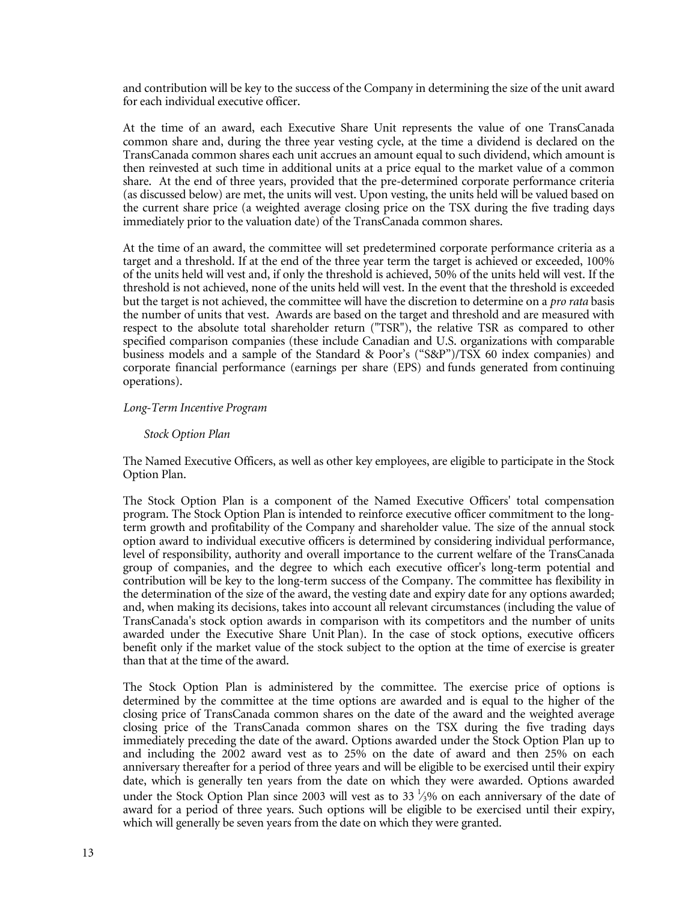and contribution will be key to the success of the Company in determining the size of the unit award for each individual executive officer.

At the time of an award, each Executive Share Unit represents the value of one TransCanada common share and, during the three year vesting cycle, at the time a dividend is declared on the TransCanada common shares each unit accrues an amount equal to such dividend, which amount is then reinvested at such time in additional units at a price equal to the market value of a common share. At the end of three years, provided that the pre-determined corporate performance criteria (as discussed below) are met, the units will vest. Upon vesting, the units held will be valued based on the current share price (a weighted average closing price on the TSX during the five trading days immediately prior to the valuation date) of the TransCanada common shares.

At the time of an award, the committee will set predetermined corporate performance criteria as a target and a threshold. If at the end of the three year term the target is achieved or exceeded, 100% of the units held will vest and, if only the threshold is achieved, 50% of the units held will vest. If the threshold is not achieved, none of the units held will vest. In the event that the threshold is exceeded but the target is not achieved, the committee will have the discretion to determine on a *pro rata* basis the number of units that vest. Awards are based on the target and threshold and are measured with respect to the absolute total shareholder return ("TSR"), the relative TSR as compared to other specified comparison companies (these include Canadian and U.S. organizations with comparable business models and a sample of the Standard & Poor's ("S&P")/TSX 60 index companies) and corporate financial performance (earnings per share (EPS) and funds generated from continuing operations).

*Long-Term Incentive Program*

*Stock Option Plan*

The Named Executive Officers, as well as other key employees, are eligible to participate in the Stock Option Plan.

The Stock Option Plan is a component of the Named Executive Officers' total compensation program. The Stock Option Plan is intended to reinforce executive officer commitment to the long-term growth and profitability of the Company and shareholder value. The size of the annual stock option award to individual executive officers is determined by considering individual performance, level of responsibility, authority and overall importance to the current welfare of the TransCanada group of companies, and the degree to which each executive officer's long-term potential and contribution will be key to the long-term success of the Company. The committee has flexibility in the determination of the size of the award, the vesting date and expiry date for any options awarded; and, when making its decisions, takes into account all relevant circumstances (including the value of TransCanada's stock option awards in comparison with its competitors and the number of units awarded under the Executive Share Unit Plan). In the case of stock options, executive officers benefit only if the market value of the stock subject to the option at the time of exercise is greater than that at the time of the award.

The Stock Option Plan is administered by the committee. The exercise price of options is determined by the committee at the time options are awarded and is equal to the higher of the closing price of TransCanada common shares on the date of the award and the weighted average closing price of the TransCanada common shares on the TSX during the five trading days immediately preceding the date of the award. Options awarded under the Stock Option Plan up to and including the 2002 award vest as to 25% on the date of award and then 25% on each anniversary thereafter for a period of three years and will be eligible to be exercised until their expiry date, which is generally ten years from the date on which they were awarded. Options awarded under the Stock Option Plan since 2003 will vest as to 33 ⅓% on each anniversary of the date of award for a period of three years. Such options will be eligible to be exercised until their expiry, which will generally be seven years from the date on which they were granted.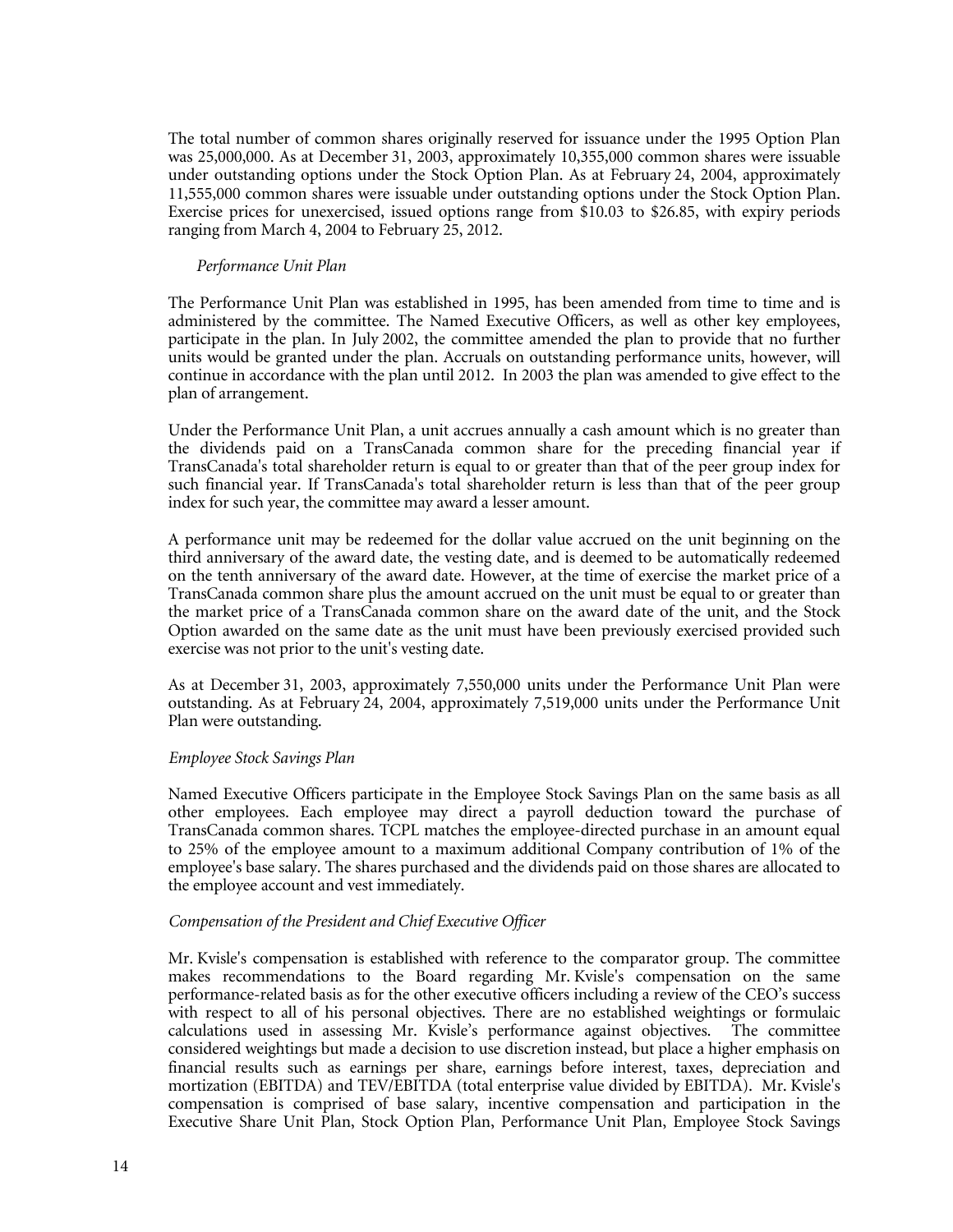The total number of common shares originally reserved for issuance under the 1995 Option Plan was 25,000,000. As at December 31, 2003, approximately 10,355,000 common shares were issuable under outstanding options under the Stock Option Plan. As at February 24, 2004, approximately 11,555,000 common shares were issuable under outstanding options under the Stock Option Plan. Exercise prices for unexercised, issued options range from $10.03 to $26.85, with expiry periods ranging from March 4, 2004 to February 25, 2012.

*Performance Unit Plan*

The Performance Unit Plan was established in 1995, has been amended from time to time and is administered by the committee. The Named Executive Officers, as well as other key employees, participate in the plan. In July 2002, the committee amended the plan to provide that no further units would be granted under the plan. Accruals on outstanding performance units, however, will continue in accordance with the plan until 2012. In 2003 the plan was amended to give effect to the plan of arrangement.

Under the Performance Unit Plan, a unit accrues annually a cash amount which is no greater than the dividends paid on a TransCanada common share for the preceding financial year if TransCanada's total shareholder return is equal to or greater than that of the peer group index for such financial year. If TransCanada's total shareholder return is less than that of the peer group index for such year, the committee may award a lesser amount.

A performance unit may be redeemed for the dollar value accrued on the unit beginning on the third anniversary of the award date, the vesting date, and is deemed to be automatically redeemed on the tenth anniversary of the award date. However, at the time of exercise the market price of a TransCanada common share plus the amount accrued on the unit must be equal to or greater than the market price of a TransCanada common share on the award date of the unit, and the Stock Option awarded on the same date as the unit must have been previously exercised provided such exercise was not prior to the unit's vesting date.

As at December 31, 2003, approximately 7,550,000 units under the Performance Unit Plan were outstanding. As at February 24, 2004, approximately 7,519,000 units under the Performance Unit Plan were outstanding.

*Employee Stock Savings Plan*

Named Executive Officers participate in the Employee Stock Savings Plan on the same basis as all other employees. Each employee may direct a payroll deduction toward the purchase of TransCanada common shares. TCPL matches the employee-directed purchase in an amount equal to 25% of the employee amount to a maximum additional Company contribution of 1% of the employee's base salary. The shares purchased and the dividends paid on those shares are allocated to the employee account and vest immediately.

*Compensation of the President and Chief Executive Officer*

Mr. Kvisle's compensation is established with reference to the comparator group. The committee makes recommendations to the Board regarding Mr. Kvisle's compensation on the same performance-related basis as for the other executive officers including a review of the CEO's success with respect to all of his personal objectives. There are no established weightings or formulaic calculations used in assessing Mr. Kvisle's performance against objectives. The committee considered weightings but made a decision to use discretion instead, but place a higher emphasis on financial results such as earnings per share, earnings before interest, taxes, depreciation and mortization (EBITDA) and TEV/EBITDA (total enterprise value divided by EBITDA). Mr. Kvisle's compensation is comprised of base salary, incentive compensation and participation in the Executive Share Unit Plan, Stock Option Plan, Performance Unit Plan, Employee Stock Savings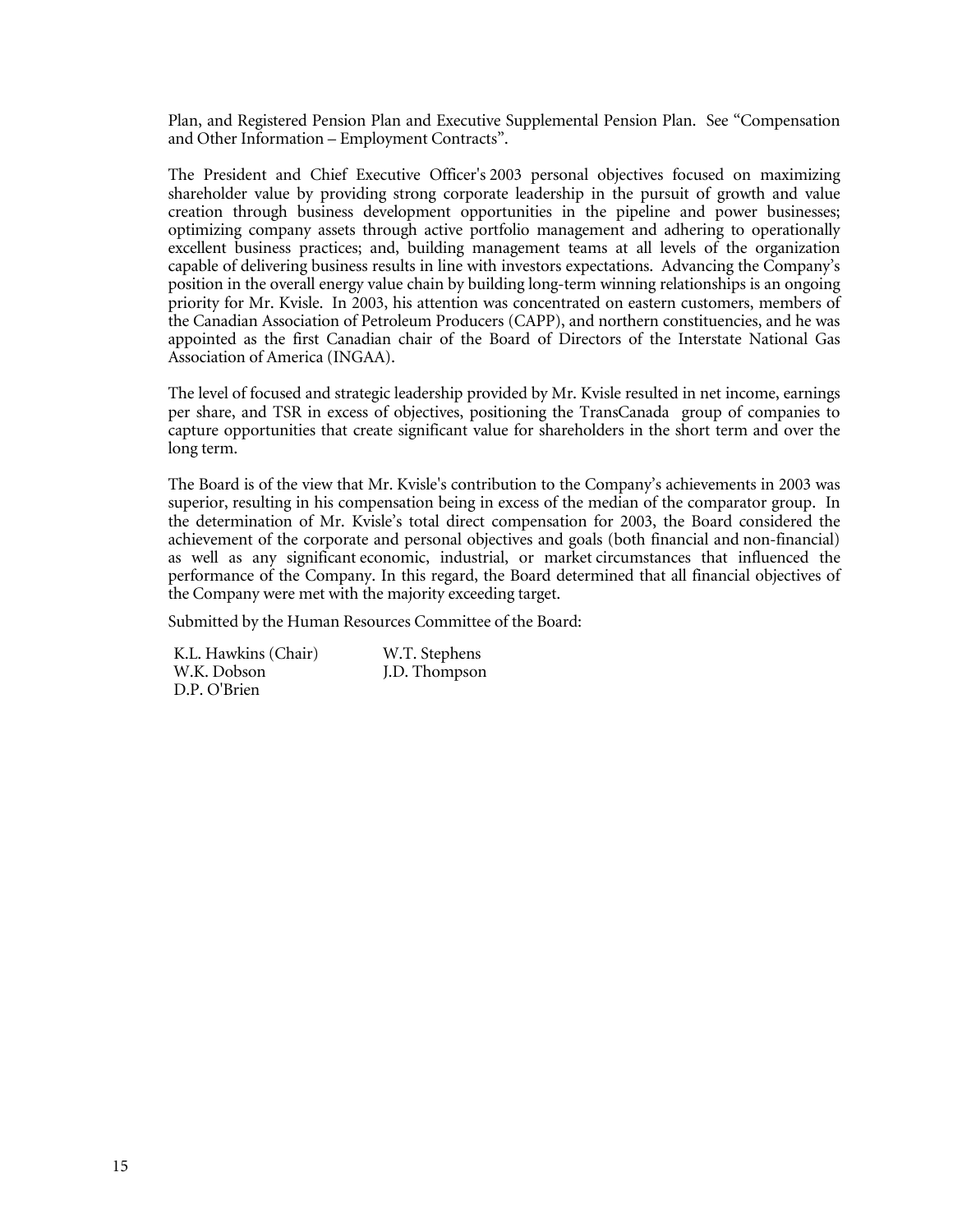Plan, and Registered Pension Plan and Executive Supplemental Pension Plan. See "Compensation and Other Information – Employment Contracts".

The President and Chief Executive Officer's 2003 personal objectives focused on maximizing shareholder value by providing strong corporate leadership in the pursuit of growth and value creation through business development opportunities in the pipeline and power businesses; optimizing company assets through active portfolio management and adhering to operationally excellent business practices; and, building management teams at all levels of the organization capable of delivering business results in line with investors expectations. Advancing the Company's position in the overall energy value chain by building long-term winning relationships is an ongoing priority for Mr. Kvisle. In 2003, his attention was concentrated on eastern customers, members of the Canadian Association of Petroleum Producers (CAPP), and northern constituencies, and he was appointed as the first Canadian chair of the Board of Directors of the Interstate National Gas Association of America (INGAA).

The level of focused and strategic leadership provided by Mr. Kvisle resulted in net income, earnings per share, and TSR in excess of objectives, positioning the TransCanada group of companies to capture opportunities that create significant value for shareholders in the short term and over the long term.

The Board is of the view that Mr. Kvisle's contribution to the Company's achievements in 2003 was superior, resulting in his compensation being in excess of the median of the comparator group. In the determination of Mr. Kvisle's total direct compensation for 2003, the Board considered the achievement of the corporate and personal objectives and goals (both financial and non-financial) as well as any significant economic, industrial, or market circumstances that influenced the performance of the Company. In this regard, the Board determined that all financial objectives of the Company were met with the majority exceeding target.

Submitted by the Human Resources Committee of the Board:

K.L. Hawkins (Chair)
W.K. Dobson
D.P. O'Brien
W.T. Stephens
J.D. Thompson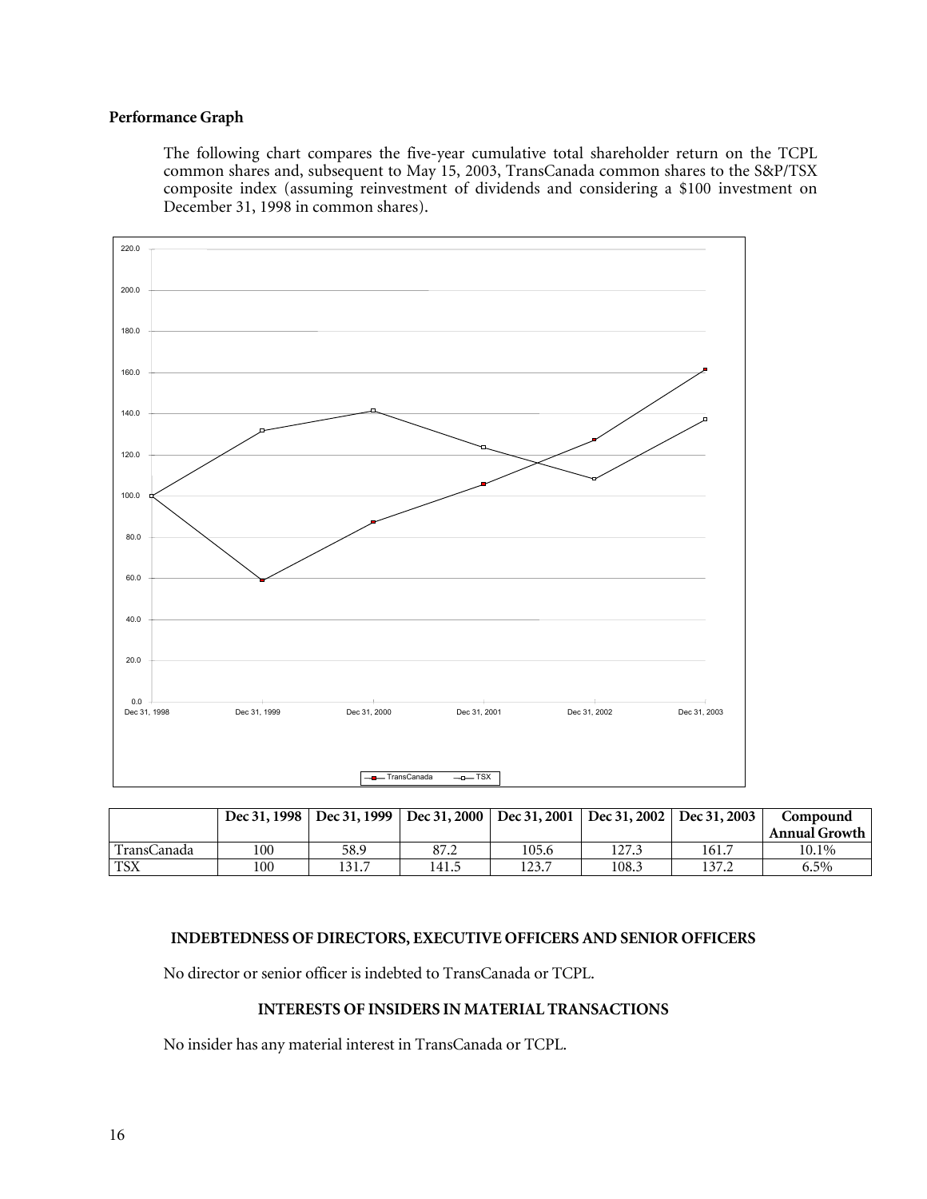### Performance Graph

The following chart compares the five-year cumulative total shareholder return on the TCPL common shares and, subsequent to May 15, 2003, TransCanada common shares to the S&P/TSX composite index (assuming reinvestment of dividends and considering a $100 investment on December 31, 1998 in common shares).

| | Dec 31, 1998 | Dec 31, 1999 | Dec 31, 2000 | Dec 31, 2001 | Dec 31, 2002 | Dec 31, 2003 | Compound Annual Growth |
|---|---|---|---|---|---|---|---|
| TransCanada | 100 | 58.9 | 87.2 | 105.6 | 127.3 | 161.7 | 10.1% |
| TSX | 100 | 131.7 | 141.5 | 123.7 | 108.3 | 137.2 | 6.5% |

## INDEBTEDNESS OF DIRECTORS, EXECUTIVE OFFICERS AND SENIOR OFFICERS

No director or senior officer is indebted to TransCanada or TCPL.

## INTERESTS OF INSIDERS IN MATERIAL TRANSACTIONS

No insider has any material interest in TransCanada or TCPL.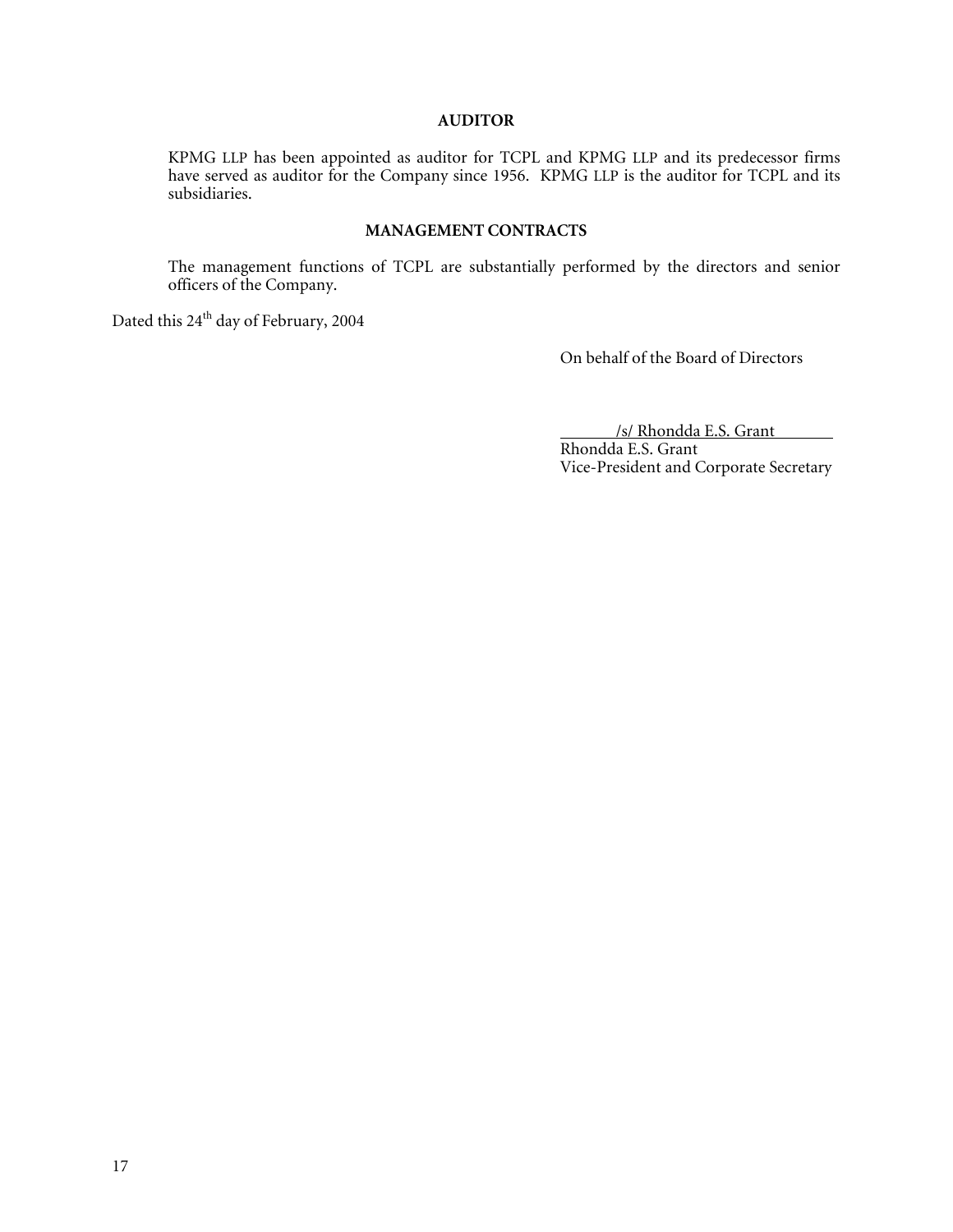## AUDITOR

KPMG LLP has been appointed as auditor for TCPL and KPMG LLP and its predecessor firms have served as auditor for the Company since 1956. KPMG LLP is the auditor for TCPL and its subsidiaries.

## MANAGEMENT CONTRACTS

The management functions of TCPL are substantially performed by the directors and senior officers of the Company.

Dated this 24th day of February, 2004

On behalf of the Board of Directors

/s/ Rhondda E.S. Grant

Rhondda E.S. Grant
Vice-President and Corporate Secretary